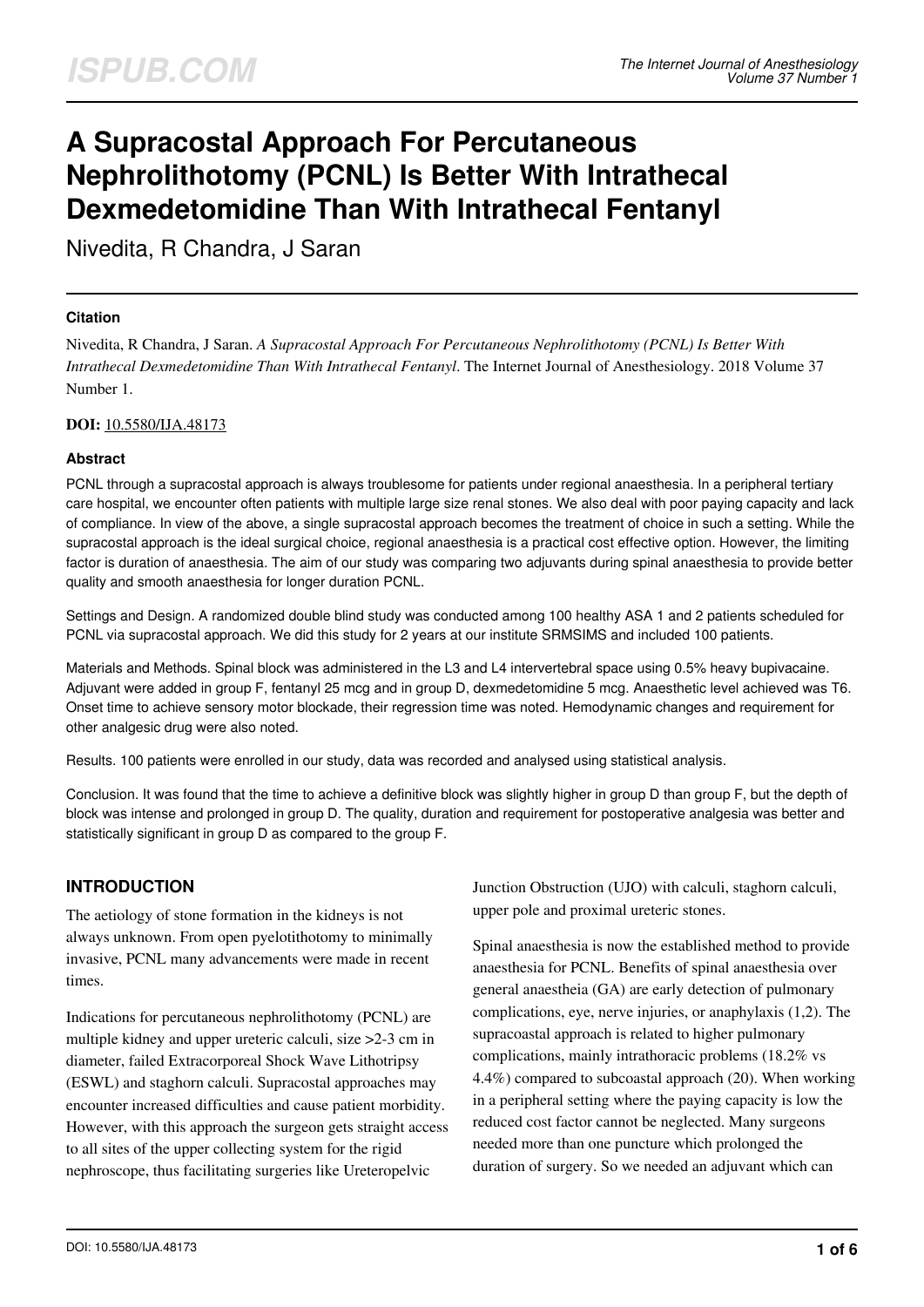# A Supracostal Approach For Percutaneous Nephrolithotomy (PCNL) Is Better With Intrathecal Dexmedetomidine Than With Intrathecal Fentanyl

Nivedita, R Chandra, J Saran

### Citation

Nivedita, R Chandra, J Saran. *A Supracostal Approach For Percutaneous Nephrolithotomy (PCNL) Is Better With Intrathecal Dexmedetomidine Than With Intrathecal Fentanyl*. The Internet Journal of Anesthesiology. 2018 Volume 37 Number 1.

**DOI:** 10.5580/IJA.48173

### Abstract

PCNL through a supracostal approach is always troublesome for patients under regional anaesthesia. In a peripheral tertiary care hospital, we encounter often patients with multiple large size renal stones. We also deal with poor paying capacity and lack of compliance. In view of the above, a single supracostal approach becomes the treatment of choice in such a setting. While the supracostal approach is the ideal surgical choice, regional anaesthesia is a practical cost effective option. However, the limiting factor is duration of anaesthesia. The aim of our study was comparing two adjuvants during spinal anaesthesia to provide better quality and smooth anaesthesia for longer duration PCNL.

Settings and Design. A randomized double blind study was conducted among 100 healthy ASA 1 and 2 patients scheduled for PCNL via supracostal approach. We did this study for 2 years at our institute SRMSIMS and included 100 patients.

Materials and Methods. Spinal block was administered in the L3 and L4 intervertebral space using 0.5% heavy bupivacaine. Adjuvant were added in group F, fentanyl 25 mcg and in group D, dexmedetomidine 5 mcg. Anaesthetic level achieved was T6. Onset time to achieve sensory motor blockade, their regression time was noted. Hemodynamic changes and requirement for other analgesic drug were also noted.

Results. 100 patients were enrolled in our study, data was recorded and analysed using statistical analysis.

Conclusion. It was found that the time to achieve a definitive block was slightly higher in group D than group F, but the depth of block was intense and prolonged in group D. The quality, duration and requirement for postoperative analgesia was better and statistically significant in group D as compared to the group F.

## INTRODUCTION

The aetiology of stone formation in the kidneys is not always unknown. From open pyelotithotomy to minimally invasive, PCNL many advancements were made in recent times.

Indications for percutaneous nephrolithotomy (PCNL) are multiple kidney and upper ureteric calculi, size >2-3 cm in diameter, failed Extracorporeal Shock Wave Lithotripsy (ESWL) and staghorn calculi. Supracostal approaches may encounter increased difficulties and cause patient morbidity. However, with this approach the surgeon gets straight access to all sites of the upper collecting system for the rigid nephroscope, thus facilitating surgeries like Ureteropelvic Junction Obstruction (UJO) with calculi, staghorn calculi, upper pole and proximal ureteric stones.

Spinal anaesthesia is now the established method to provide anaesthesia for PCNL. Benefits of spinal anaesthesia over general anaestheia (GA) are early detection of pulmonary complications, eye, nerve injuries, or anaphylaxis (1,2). The supracoastal approach is related to higher pulmonary complications, mainly intrathoracic problems (18.2% vs 4.4%) compared to subcoastal approach (20). When working in a peripheral setting where the paying capacity is low the reduced cost factor cannot be neglected. Many surgeons needed more than one puncture which prolonged the duration of surgery. So we needed an adjuvant which can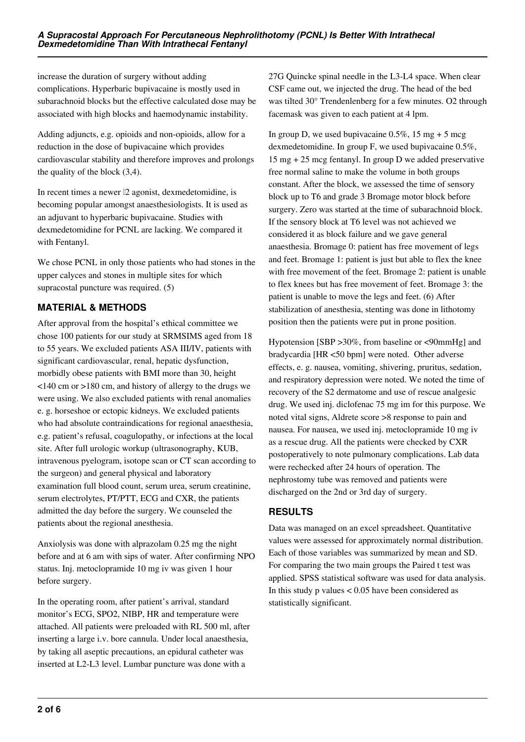increase the duration of surgery without adding complications. Hyperbaric bupivacaine is mostly used in subarachnoid blocks but the effective calculated dose may be associated with high blocks and haemodynamic instability.

Adding adjuncts, e.g. opioids and non-opioids, allow for a reduction in the dose of bupivacaine which provides cardiovascular stability and therefore improves and prolongs the quality of the block (3,4).

In recent times a newer $\alpha 2$ agonist, dexmedetomidine, is becoming popular amongst anaesthesiologists. It is used as an adjuvant to hyperbaric bupivacaine. Studies with dexmedetomidine for PCNL are lacking. We compared it with Fentanyl.

We chose PCNL in only those patients who had stones in the upper calyces and stones in multiple sites for which supracostal puncture was required. (5)

## MATERIAL & METHODS

After approval from the hospital's ethical committee we chose 100 patients for our study at SRMSIMS aged from 18 to 55 years. We excluded patients ASA III/IV, patients with significant cardiovascular, renal, hepatic dysfunction, morbidly obese patients with BMI more than 30, height <140 cm or >180 cm, and history of allergy to the drugs we were using. We also excluded patients with renal anomalies e. g. horseshoe or ectopic kidneys. We excluded patients who had absolute contraindications for regional anaesthesia, e.g. patient's refusal, coagulopathy, or infections at the local site. After full urologic workup (ultrasonography, KUB, intravenous pyelogram, isotope scan or CT scan according to the surgeon) and general physical and laboratory examination full blood count, serum urea, serum creatinine, serum electrolytes, PT/PTT, ECG and CXR, the patients admitted the day before the surgery. We counseled the patients about the regional anesthesia.

Anxiolysis was done with alprazolam 0.25 mg the night before and at 6 am with sips of water. After confirming NPO status. Inj. metoclopramide 10 mg iv was given 1 hour before surgery.

In the operating room, after patient's arrival, standard monitor's ECG, SPO2, NIBP, HR and temperature were attached. All patients were preloaded with RL 500 ml, after inserting a large i.v. bore cannula. Under local anaesthesia, by taking all aseptic precautions, an epidural catheter was inserted at L2-L3 level. Lumbar puncture was done with a 27G Quincke spinal needle in the L3-L4 space. When clear CSF came out, we injected the drug. The head of the bed was tilted 30° Trendenlenberg for a few minutes. O2 through facemask was given to each patient at 4 lpm.

In group D, we used bupivacaine 0.5%, 15 mg + 5 mcg dexmedetomidine. In group F, we used bupivacaine 0.5%, 15 mg + 25 mcg fentanyl. In group D we added preservative free normal saline to make the volume in both groups constant. After the block, we assessed the time of sensory block up to T6 and grade 3 Bromage motor block before surgery. Zero was started at the time of subarachnoid block. If the sensory block at T6 level was not achieved we considered it as block failure and we gave general anaesthesia. Bromage 0: patient has free movement of legs and feet. Bromage 1: patient is just but able to flex the knee with free movement of the feet. Bromage 2: patient is unable to flex knees but has free movement of feet. Bromage 3: the patient is unable to move the legs and feet. (6) After stabilization of anesthesia, stenting was done in lithotomy position then the patients were put in prone position.

Hypotension [SBP >30%, from baseline or <90mmHg] and bradycardia [HR <50 bpm] were noted. Other adverse effects, e. g. nausea, vomiting, shivering, pruritus, sedation, and respiratory depression were noted. We noted the time of recovery of the S2 dermatome and use of rescue analgesic drug. We used inj. diclofenac 75 mg im for this purpose. We noted vital signs, Aldrete score >8 response to pain and nausea. For nausea, we used inj. metoclopramide 10 mg iv as a rescue drug. All the patients were checked by CXR postoperatively to note pulmonary complications. Lab data were rechecked after 24 hours of operation. The nephrostomy tube was removed and patients were discharged on the 2nd or 3rd day of surgery.

## RESULTS

Data was managed on an excel spreadsheet. Quantitative values were assessed for approximately normal distribution. Each of those variables was summarized by mean and SD. For comparing the two main groups the Paired t test was applied. SPSS statistical software was used for data analysis. In this study p values $< 0.05$ have been considered as statistically significant.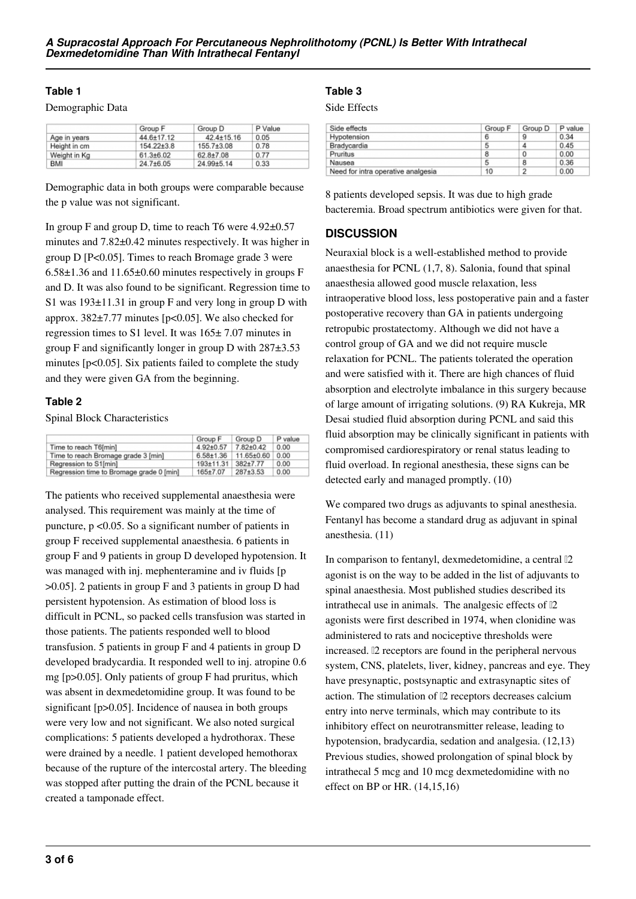## Table 1

Demographic Data

|  | Group F | Group D | P Value |
|---|---|---|---|
| Age in years | 44.6±17.12 | 42.4±15.16 | 0.05 |
| Height in cm | 154.22±3.8 | 155.7±3.08 | 0.78 |
| Weight in Kg | 61.3±6.02 | 62.8±7.08 | 0.77 |
| BMI | 24.7±6.05 | 24.99±5.14 | 0.33 |

Demographic data in both groups were comparable because the p value was not significant.

In group F and group D, time to reach T6 were 4.92±0.57 minutes and 7.82±0.42 minutes respectively. It was higher in group D [P<0.05]. Times to reach Bromage grade 3 were 6.58±1.36 and 11.65±0.60 minutes respectively in groups F and D. It was also found to be significant. Regression time to S1 was 193±11.31 in group F and very long in group D with approx. 382±7.77 minutes [p<0.05]. We also checked for regression times to S1 level. It was 165± 7.07 minutes in group F and significantly longer in group D with 287±3.53 minutes [p<0.05]. Six patients failed to complete the study and they were given GA from the beginning.

## Table 2

Spinal Block Characteristics

|  | Group F | Group D | P value |
|---|---|---|---|
| Time to reach T6[min] | 4.92±0.57 | 7.82±0.42 | 0.00 |
| Time to reach Bromage grade 3 [min] | 6.58±1.36 | 11.65±0.60 | 0.00 |
| Regression to S1[min] | 193±11.31 | 382±7.77 | 0.00 |
| Regression time to Bromage grade 0 [min] | 165±7.07 | 287±3.53 | 0.00 |

The patients who received supplemental anaesthesia were analysed. This requirement was mainly at the time of puncture, p <0.05. So a significant number of patients in group F received supplemental anaesthesia. 6 patients in group F and 9 patients in group D developed hypotension. It was managed with inj. mephenteramine and iv fluids [p >0.05]. 2 patients in group F and 3 patients in group D had persistent hypotension. As estimation of blood loss is difficult in PCNL, so packed cells transfusion was started in those patients. The patients responded well to blood transfusion. 5 patients in group F and 4 patients in group D developed bradycardia. It responded well to inj. atropine 0.6 mg [p>0.05]. Only patients of group F had pruritus, which was absent in dexmedetomidine group. It was found to be significant [p>0.05]. Incidence of nausea in both groups were very low and not significant. We also noted surgical complications: 5 patients developed a hydrothorax. These were drained by a needle. 1 patient developed hemothorax because of the rupture of the intercostal artery. The bleeding was stopped after putting the drain of the PCNL because it created a tamponade effect.

## Table 3

Side Effects

| Side effects | Group F | Group D | P value |
|---|---|---|---|
| Hypotension | 6 | 9 | 0.34 |
| Bradycardia | 5 | 4 | 0.45 |
| Pruritus | 8 | 0 | 0.00 |
| Nausea | 5 | 8 | 0.36 |
| Need for intra operative analgesia | 10 | 2 | 0.00 |

8 patients developed sepsis. It was due to high grade bacteremia. Broad spectrum antibiotics were given for that.

## DISCUSSION

Neuraxial block is a well-established method to provide anaesthesia for PCNL (1,7, 8). Salonia, found that spinal anaesthesia allowed good muscle relaxation, less intraoperative blood loss, less postoperative pain and a faster postoperative recovery than GA in patients undergoing retropubic prostatectomy. Although we did not have a control group of GA and we did not require muscle relaxation for PCNL. The patients tolerated the operation and were satisfied with it. There are high chances of fluid absorption and electrolyte imbalance in this surgery because of large amount of irrigating solutions. (9) RA Kukreja, MR Desai studied fluid absorption during PCNL and said this fluid absorption may be clinically significant in patients with compromised cardiorespiratory or renal status leading to fluid overload. In regional anesthesia, these signs can be detected early and managed promptly. (10)

We compared two drugs as adjuvants to spinal anesthesia. Fentanyl has become a standard drug as adjuvant in spinal anesthesia. (11)

In comparison to fentanyl, dexmedetomidine, a central α2 agonist is on the way to be added in the list of adjuvants to spinal anaesthesia. Most published studies described its intrathecal use in animals. The analgesic effects of α2 agonists were first described in 1974, when clonidine was administered to rats and nociceptive thresholds were increased. α2 receptors are found in the peripheral nervous system, CNS, platelets, liver, kidney, pancreas and eye. They have presynaptic, postsynaptic and extrasynaptic sites of action. The stimulation of α2 receptors decreases calcium entry into nerve terminals, which may contribute to its inhibitory effect on neurotransmitter release, leading to hypotension, bradycardia, sedation and analgesia. (12,13) Previous studies, showed prolongation of spinal block by intrathecal 5 mcg and 10 mcg dexmetedomidine with no effect on BP or HR. (14,15,16)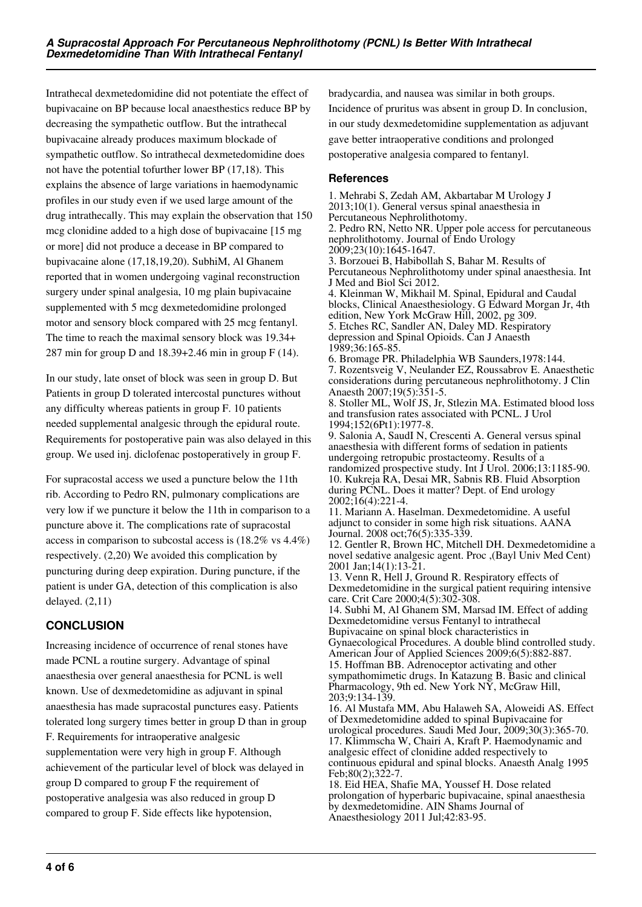Intrathecal dexmetedomidine did not potentiate the effect of bupivacaine on BP because local anaesthestics reduce BP by decreasing the sympathetic outflow. But the intrathecal bupivacaine already produces maximum blockade of sympathetic outflow. So intrathecal dexmetedomidine does not have the potential tofurther lower BP (17,18). This explains the absence of large variations in haemodynamic profiles in our study even if we used large amount of the drug intrathecally. This may explain the observation that 150 mcg clonidine added to a high dose of bupivacaine [15 mg or more] did not produce a decease in BP compared to bupivacaine alone (17,18,19,20). SubhiM, Al Ghanem reported that in women undergoing vaginal reconstruction surgery under spinal analgesia, 10 mg plain bupivacaine supplemented with 5 mcg dexmetedomidine prolonged motor and sensory block compared with 25 mcg fentanyl. The time to reach the maximal sensory block was 19.34+ 287 min for group D and 18.39+2.46 min in group F (14).

In our study, late onset of block was seen in group D. But Patients in group D tolerated intercostal punctures without any difficulty whereas patients in group F. 10 patients needed supplemental analgesic through the epidural route. Requirements for postoperative pain was also delayed in this group. We used inj. diclofenac postoperatively in group F.

For supracostal access we used a puncture below the 11th rib. According to Pedro RN, pulmonary complications are very low if we puncture it below the 11th in comparison to a puncture above it. The complications rate of supracostal access in comparison to subcostal access is (18.2% vs 4.4%) respectively. (2,20) We avoided this complication by puncturing during deep expiration. During puncture, if the patient is under GA, detection of this complication is also delayed. (2,11)

## CONCLUSION

Increasing incidence of occurrence of renal stones have made PCNL a routine surgery. Advantage of spinal anaesthesia over general anaesthesia for PCNL is well known. Use of dexmedetomidine as adjuvant in spinal anaesthesia has made supracostal punctures easy. Patients tolerated long surgery times better in group D than in group F. Requirements for intraoperative analgesic supplementation were very high in group F. Although achievement of the particular level of block was delayed in group D compared to group F the requirement of postoperative analgesia was also reduced in group D compared to group F. Side effects like hypotension, bradycardia, and nausea was similar in both groups. Incidence of pruritus was absent in group D. In conclusion, in our study dexmedetomidine supplementation as adjuvant gave better intraoperative conditions and prolonged postoperative analgesia compared to fentanyl.

## References

1. Mehrabi S, Zedah AM, Akbartabar M Urology J 2013;10(1). General versus spinal anaesthesia in Percutaneous Nephrolithotomy.
2. Pedro RN, Netto NR. Upper pole access for percutaneous nephrolithotomy. Journal of Endo Urology 2009;23(10):1645-1647.
3. Borzouei B, Habibollah S, Bahar M. Results of Percutaneous Nephrolithotomy under spinal anaesthesia. Int J Med and Biol Sci 2012.
4. Kleinman W, Mikhail M. Spinal, Epidural and Caudal blocks, Clinical Anaesthesiology. G Edward Morgan Jr, 4th edition, New York McGraw Hill, 2002, pg 309.
5. Etches RC, Sandler AN, Daley MD. Respiratory depression and Spinal Opioids. Can J Anaesth 1989;36:165-85.
6. Bromage PR. Philadelphia WB Saunders,1978:144.
7. Rozentsveig V, Neulander EZ, Roussabrov E. Anaesthetic considerations during percutaneous nephrolithotomy. J Clin Anaesth 2007;19(5):351-5.
8. Stoller ML, Wolf JS, Jr, Stlezin MA. Estimated blood loss and transfusion rates associated with PCNL. J Urol 1994;152(6Pt1):1977-8.
9. Salonia A, SaudI N, Crescenti A. General versus spinal anaesthesia with different forms of sedation in patients undergoing retropubic prostacteomy. Results of a randomized prospective study. Int J Urol. 2006;13:1185-90.
10. Kukreja RA, Desai MR, Sabnis RB. Fluid Absorption during PCNL. Does it matter? Dept. of End urology 2002;16(4):221-4.
11. Mariann A. Haselman. Dexmedetomidine. A useful adjunct to consider in some high risk situations. AANA Journal. 2008 oct;76(5):335-339.
12. Gentler R, Brown HC, Mitchell DH. Dexmedetomidine a novel sedative analgesic agent. Proc ,(Bayl Univ Med Cent) 2001 Jan;14(1):13-21.
13. Venn R, Hell J, Ground R. Respiratory effects of Dexmedetomidine in the surgical patient requiring intensive care. Crit Care 2000;4(5):302-308.
14. Subhi M, Al Ghanem SM, Marsad IM. Effect of adding Dexmedetomidine versus Fentanyl to intrathecal Bupivacaine on spinal block characteristics in Gynaecological Procedures. A double blind controlled study. American Jour of Applied Sciences 2009;6(5):882-887.
15. Hoffman BB. Adrenoceptor activating and other sympathomimetic drugs. In Katazung B. Basic and clinical Pharmacology, 9th ed. New York NY, McGraw Hill, 203;9:134-139.
16. Al Mustafa MM, Abu Halaweh SA, Aloweidi AS. Effect of Dexmedetomidine added to spinal Bupivacaine for urological procedures. Saudi Med Jour, 2009;30(3):365-70.
17. Klimmscha W, Chairi A, Kraft P. Haemodynamic and analgesic effect of clonidine added respectively to continuous epidural and spinal blocks. Anaesth Analg 1995 Feb;80(2);322-7.
18. Eid HEA, Shafie MA, Youssef H. Dose related prolongation of hyperbaric bupivacaine, spinal anaesthesia by dexmedetomidine. AIN Shams Journal of Anaesthesiology 2011 Jul;42:83-95.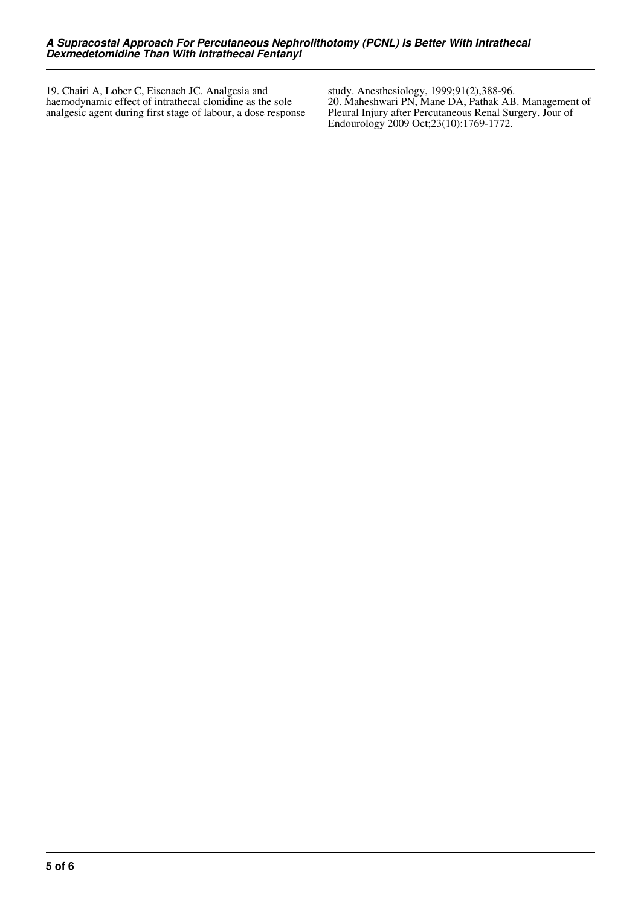19. Chairi A, Lober C, Eisenach JC. Analgesia and haemodynamic effect of intrathecal clonidine as the sole analgesic agent during first stage of labour, a dose response study. Anesthesiology, 1999;91(2),388-96.

20. Maheshwari PN, Mane DA, Pathak AB. Management of Pleural Injury after Percutaneous Renal Surgery. Jour of Endourology 2009 Oct;23(10):1769-1772.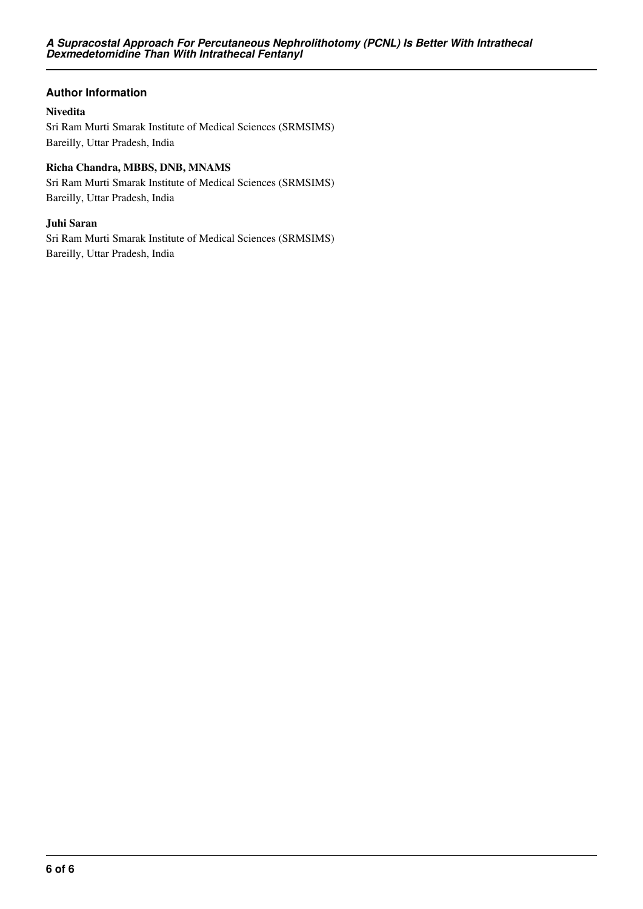## Author Information

**Nivedita**
Sri Ram Murti Smarak Institute of Medical Sciences (SRMSIMS)
Bareilly, Uttar Pradesh, India

**Richa Chandra, MBBS, DNB, MNAMS**
Sri Ram Murti Smarak Institute of Medical Sciences (SRMSIMS)
Bareilly, Uttar Pradesh, India

**Juhi Saran**
Sri Ram Murti Smarak Institute of Medical Sciences (SRMSIMS)
Bareilly, Uttar Pradesh, India